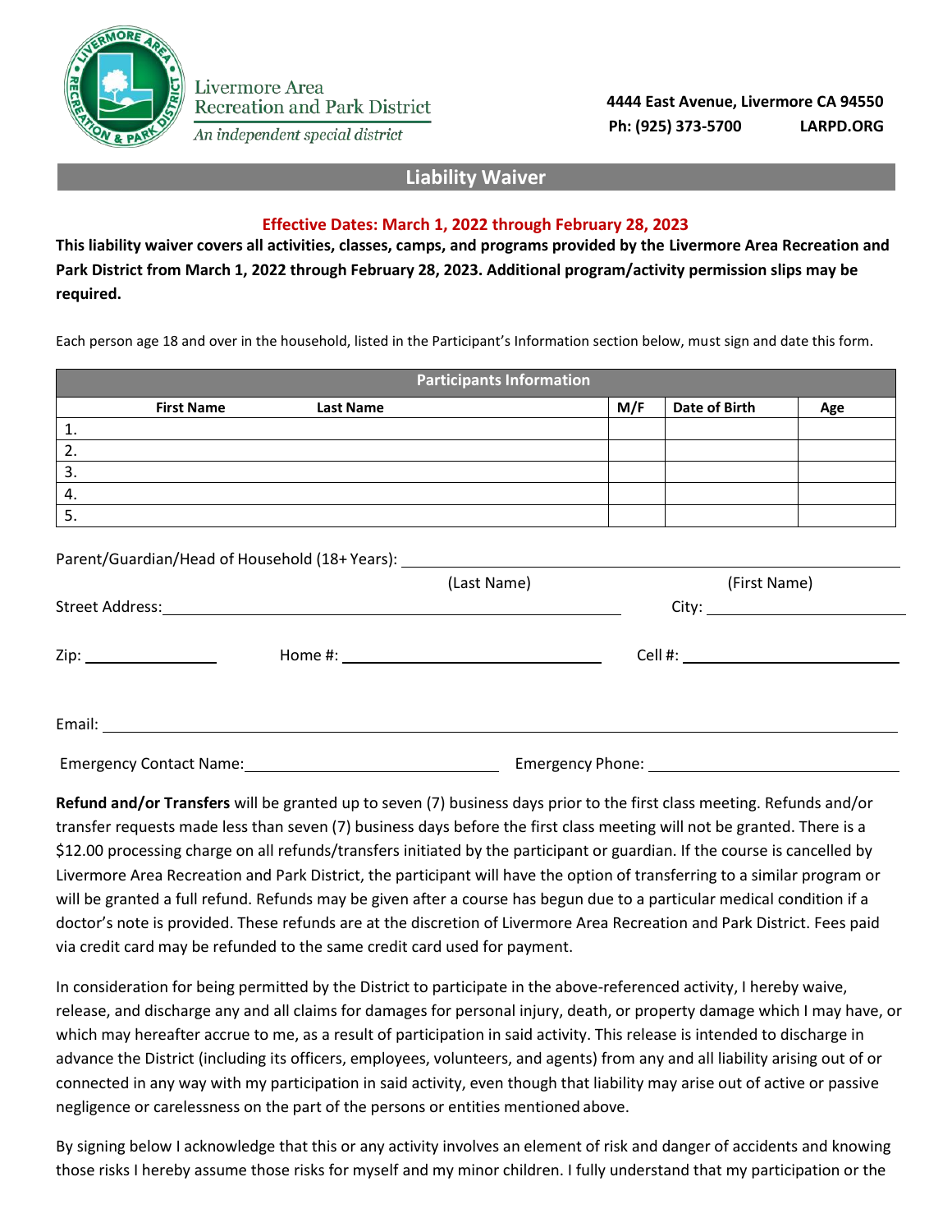Livermore Area Recreation and Park District
*An independent special district*

**4444 East Avenue, Livermore CA 94550**
**Ph: (925) 373-5700 LARPD.ORG**

## Liability Waiver

**Effective Dates: March 1, 2022 through February 28, 2023**

**This liability waiver covers all activities, classes, camps, and programs provided by the Livermore Area Recreation and Park District from March 1, 2022 through February 28, 2023. Additional program/activity permission slips may be required.**

Each person age 18 and over in the household, listed in the Participant's Information section below, must sign and date this form.

| Participants Information | | | | |
|---|---|---|---|---|
| **First Name** | **Last Name** | **M/F** | **Date of Birth** | **Age** |
| 1. | | | | |
| 2. | | | | |
| 3. | | | | |
| 4. | | | | |
| 5. | | | | |

Parent/Guardian/Head of Household (18+ Years): ______________________________
(Last Name) (First Name)

Street Address: ______________________________ City: ______________

Zip: __________ Home #: ____________________ Cell #: ____________________

Email: ______________________________________________

Emergency Contact Name: ____________________ Emergency Phone: ____________________

**Refund and/or Transfers** will be granted up to seven (7) business days prior to the first class meeting. Refunds and/or transfer requests made less than seven (7) business days before the first class meeting will not be granted. There is a $12.00 processing charge on all refunds/transfers initiated by the participant or guardian. If the course is cancelled by Livermore Area Recreation and Park District, the participant will have the option of transferring to a similar program or will be granted a full refund. Refunds may be given after a course has begun due to a particular medical condition if a doctor's note is provided. These refunds are at the discretion of Livermore Area Recreation and Park District. Fees paid via credit card may be refunded to the same credit card used for payment.

In consideration for being permitted by the District to participate in the above-referenced activity, I hereby waive, release, and discharge any and all claims for damages for personal injury, death, or property damage which I may have, or which may hereafter accrue to me, as a result of participation in said activity. This release is intended to discharge in advance the District (including its officers, employees, volunteers, and agents) from any and all liability arising out of or connected in any way with my participation in said activity, even though that liability may arise out of active or passive negligence or carelessness on the part of the persons or entities mentioned above.

By signing below I acknowledge that this or any activity involves an element of risk and danger of accidents and knowing those risks I hereby assume those risks for myself and my minor children. I fully understand that my participation or the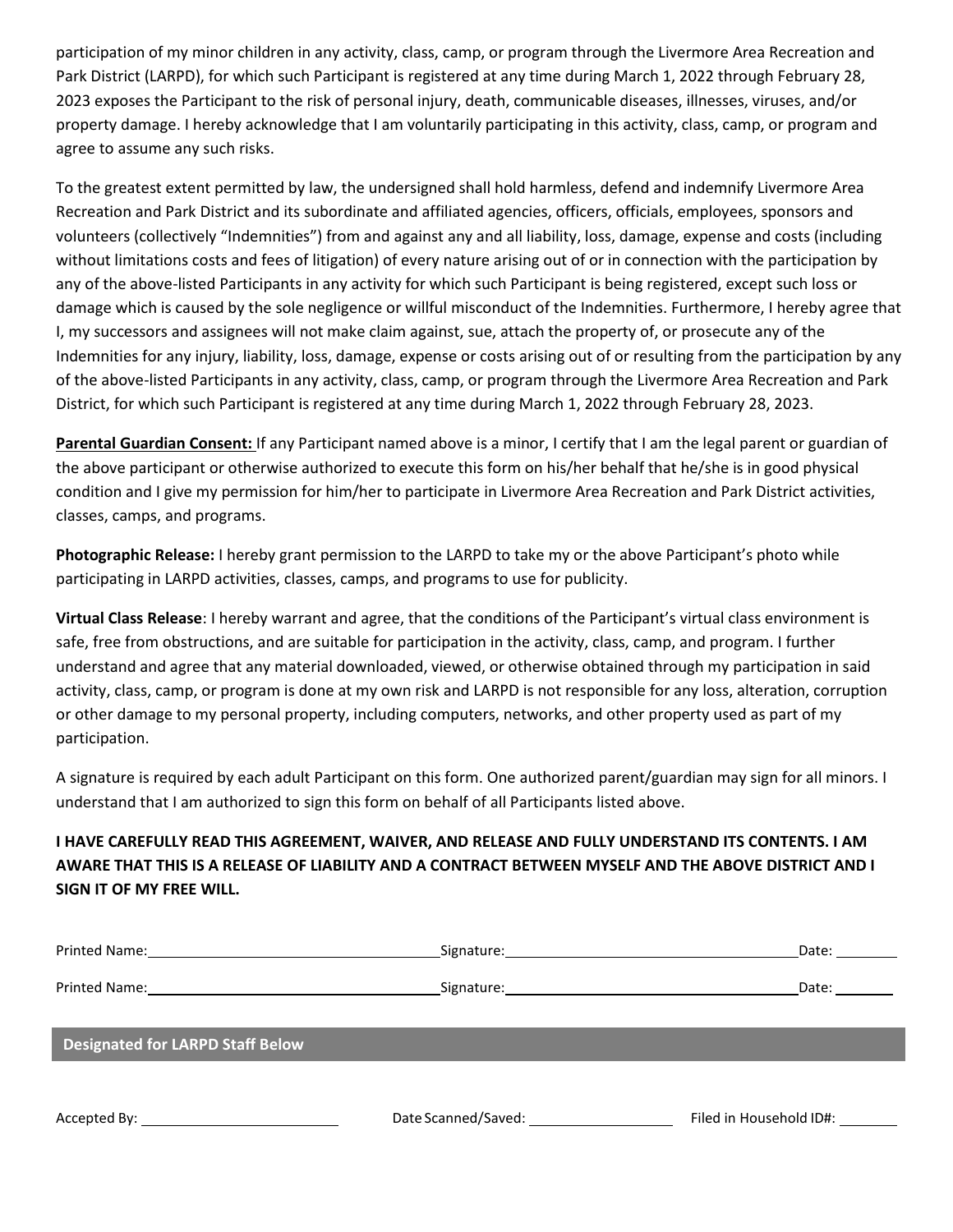participation of my minor children in any activity, class, camp, or program through the Livermore Area Recreation and Park District (LARPD), for which such Participant is registered at any time during March 1, 2022 through February 28, 2023 exposes the Participant to the risk of personal injury, death, communicable diseases, illnesses, viruses, and/or property damage. I hereby acknowledge that I am voluntarily participating in this activity, class, camp, or program and agree to assume any such risks.

To the greatest extent permitted by law, the undersigned shall hold harmless, defend and indemnify Livermore Area Recreation and Park District and its subordinate and affiliated agencies, officers, officials, employees, sponsors and volunteers (collectively "Indemnities") from and against any and all liability, loss, damage, expense and costs (including without limitations costs and fees of litigation) of every nature arising out of or in connection with the participation by any of the above-listed Participants in any activity for which such Participant is being registered, except such loss or damage which is caused by the sole negligence or willful misconduct of the Indemnities. Furthermore, I hereby agree that I, my successors and assignees will not make claim against, sue, attach the property of, or prosecute any of the Indemnities for any injury, liability, loss, damage, expense or costs arising out of or resulting from the participation by any of the above-listed Participants in any activity, class, camp, or program through the Livermore Area Recreation and Park District, for which such Participant is registered at any time during March 1, 2022 through February 28, 2023.

**Parental Guardian Consent:** If any Participant named above is a minor, I certify that I am the legal parent or guardian of the above participant or otherwise authorized to execute this form on his/her behalf that he/she is in good physical condition and I give my permission for him/her to participate in Livermore Area Recreation and Park District activities, classes, camps, and programs.

**Photographic Release:** I hereby grant permission to the LARPD to take my or the above Participant's photo while participating in LARPD activities, classes, camps, and programs to use for publicity.

**Virtual Class Release**: I hereby warrant and agree, that the conditions of the Participant's virtual class environment is safe, free from obstructions, and are suitable for participation in the activity, class, camp, and program. I further understand and agree that any material downloaded, viewed, or otherwise obtained through my participation in said activity, class, camp, or program is done at my own risk and LARPD is not responsible for any loss, alteration, corruption or other damage to my personal property, including computers, networks, and other property used as part of my participation.

A signature is required by each adult Participant on this form. One authorized parent/guardian may sign for all minors. I understand that I am authorized to sign this form on behalf of all Participants listed above.

**I HAVE CAREFULLY READ THIS AGREEMENT, WAIVER, AND RELEASE AND FULLY UNDERSTAND ITS CONTENTS. I AM AWARE THAT THIS IS A RELEASE OF LIABILITY AND A CONTRACT BETWEEN MYSELF AND THE ABOVE DISTRICT AND I SIGN IT OF MY FREE WILL.**

Printed Name: ____________________ Signature: ____________________ Date: ________

Printed Name: ____________________ Signature: ____________________ Date: ________

**Designated for LARPD Staff Below**

Accepted By: ____________________ Date Scanned/Saved: ____________________ Filed in Household ID#: ________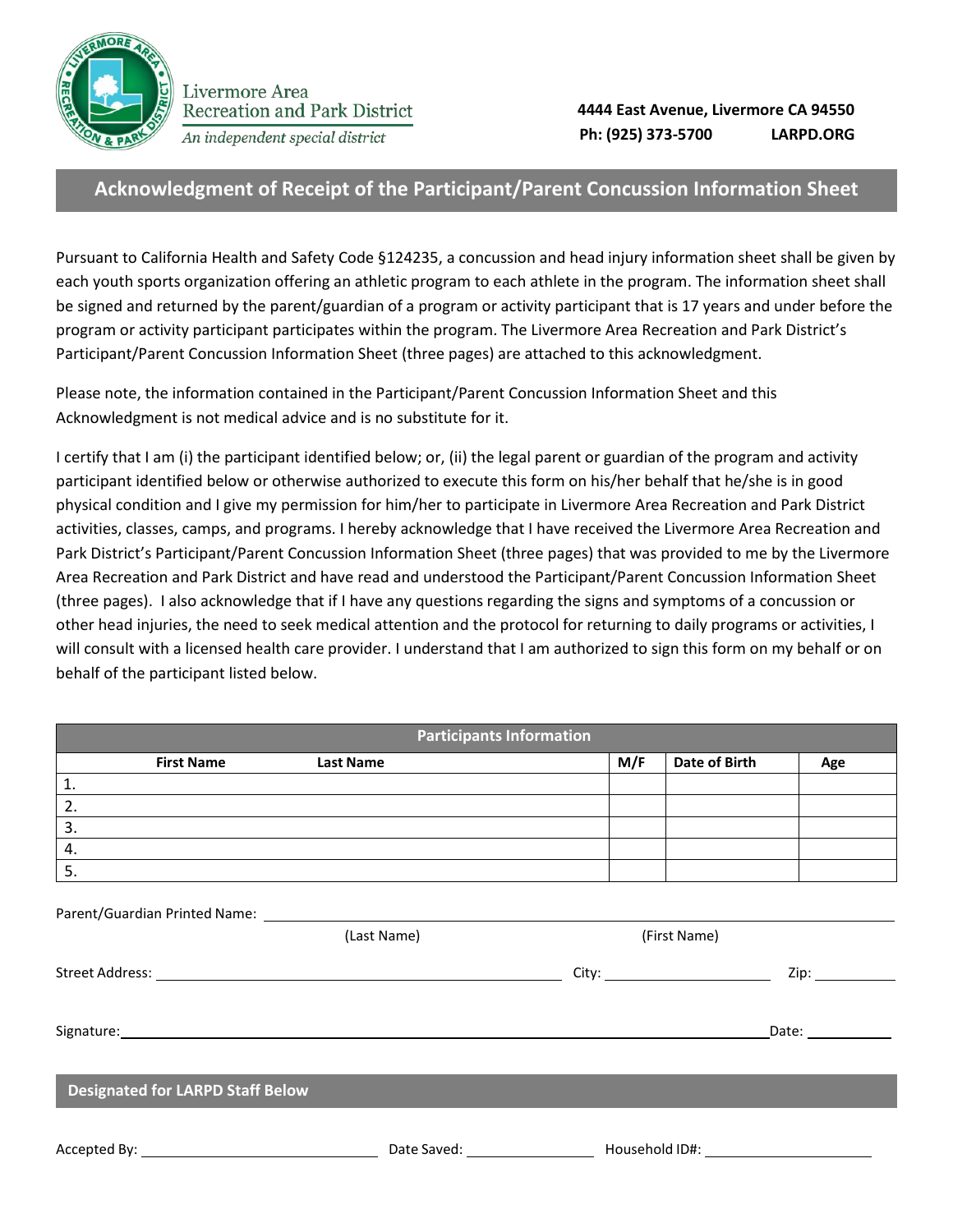Livermore Area
Recreation and Park District
*An independent special district*

**4444 East Avenue, Livermore CA 94550**
**Ph: (925) 373-5700 LARPD.ORG**

## Acknowledgment of Receipt of the Participant/Parent Concussion Information Sheet

Pursuant to California Health and Safety Code §124235, a concussion and head injury information sheet shall be given by each youth sports organization offering an athletic program to each athlete in the program. The information sheet shall be signed and returned by the parent/guardian of a program or activity participant that is 17 years and under before the program or activity participant participates within the program. The Livermore Area Recreation and Park District's Participant/Parent Concussion Information Sheet (three pages) are attached to this acknowledgment.

Please note, the information contained in the Participant/Parent Concussion Information Sheet and this Acknowledgment is not medical advice and is no substitute for it.

I certify that I am (i) the participant identified below; or, (ii) the legal parent or guardian of the program and activity participant identified below or otherwise authorized to execute this form on his/her behalf that he/she is in good physical condition and I give my permission for him/her to participate in Livermore Area Recreation and Park District activities, classes, camps, and programs. I hereby acknowledge that I have received the Livermore Area Recreation and Park District's Participant/Parent Concussion Information Sheet (three pages) that was provided to me by the Livermore Area Recreation and Park District and have read and understood the Participant/Parent Concussion Information Sheet (three pages). I also acknowledge that if I have any questions regarding the signs and symptoms of a concussion or other head injuries, the need to seek medical attention and the protocol for returning to daily programs or activities, I will consult with a licensed health care provider. I understand that I am authorized to sign this form on my behalf or on behalf of the participant listed below.

| Participants Information | | | | | |
|---|---|---|---|---|---|
| | **First Name** | **Last Name** | **M/F** | **Date of Birth** | **Age** |
| 1. | | | | | |
| 2. | | | | | |
| 3. | | | | | |
| 4. | | | | | |
| 5. | | | | | |

Parent/Guardian Printed Name: ______________________________________________
(Last Name) (First Name)

Street Address: ______________________________ City: ______________ Zip: ________

Signature: ______________________________________________ Date: ________

### Designated for LARPD Staff Below

Accepted By: ____________________ Date Saved: ____________ Household ID#: ______________